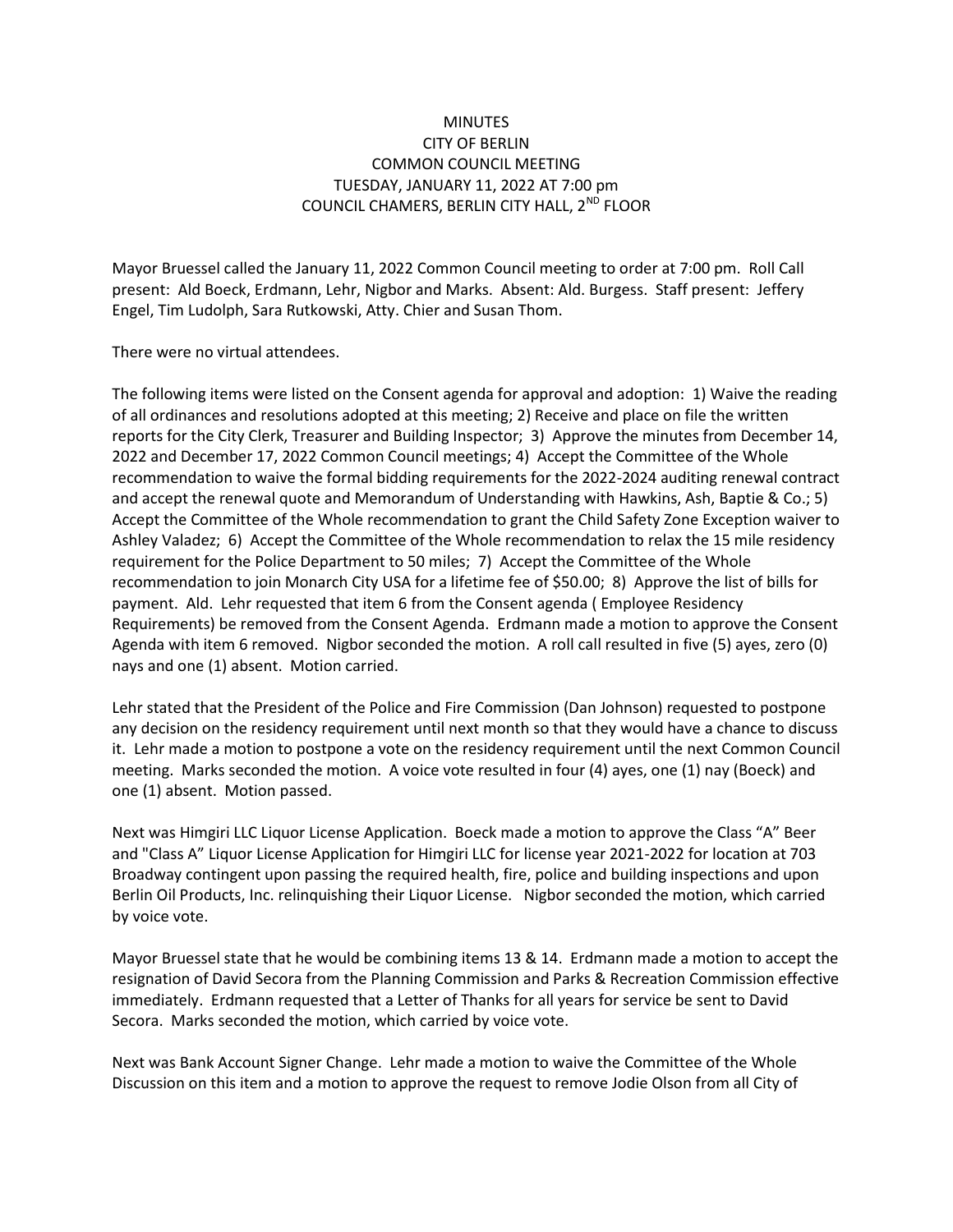# MINUTES
## CITY OF BERLIN
## COMMON COUNCIL MEETING
## TUESDAY, JANUARY 11, 2022 AT 7:00 pm
## COUNCIL CHAMERS, BERLIN CITY HALL, 2ND FLOOR

Mayor Bruessel called the January 11, 2022 Common Council meeting to order at 7:00 pm. Roll Call present: Ald Boeck, Erdmann, Lehr, Nigbor and Marks. Absent: Ald. Burgess. Staff present: Jeffery Engel, Tim Ludolph, Sara Rutkowski, Atty. Chier and Susan Thom.

There were no virtual attendees.

The following items were listed on the Consent agenda for approval and adoption: 1) Waive the reading of all ordinances and resolutions adopted at this meeting; 2) Receive and place on file the written reports for the City Clerk, Treasurer and Building Inspector; 3) Approve the minutes from December 14, 2022 and December 17, 2022 Common Council meetings; 4) Accept the Committee of the Whole recommendation to waive the formal bidding requirements for the 2022-2024 auditing renewal contract and accept the renewal quote and Memorandum of Understanding with Hawkins, Ash, Baptie & Co.; 5) Accept the Committee of the Whole recommendation to grant the Child Safety Zone Exception waiver to Ashley Valadez; 6) Accept the Committee of the Whole recommendation to relax the 15 mile residency requirement for the Police Department to 50 miles; 7) Accept the Committee of the Whole recommendation to join Monarch City USA for a lifetime fee of $50.00; 8) Approve the list of bills for payment. Ald. Lehr requested that item 6 from the Consent agenda ( Employee Residency Requirements) be removed from the Consent Agenda. Erdmann made a motion to approve the Consent Agenda with item 6 removed. Nigbor seconded the motion. A roll call resulted in five (5) ayes, zero (0) nays and one (1) absent. Motion carried.

Lehr stated that the President of the Police and Fire Commission (Dan Johnson) requested to postpone any decision on the residency requirement until next month so that they would have a chance to discuss it. Lehr made a motion to postpone a vote on the residency requirement until the next Common Council meeting. Marks seconded the motion. A voice vote resulted in four (4) ayes, one (1) nay (Boeck) and one (1) absent. Motion passed.

Next was Himgiri LLC Liquor License Application. Boeck made a motion to approve the Class "A" Beer and "Class A" Liquor License Application for Himgiri LLC for license year 2021-2022 for location at 703 Broadway contingent upon passing the required health, fire, police and building inspections and upon Berlin Oil Products, Inc. relinquishing their Liquor License. Nigbor seconded the motion, which carried by voice vote.

Mayor Bruessel state that he would be combining items 13 & 14. Erdmann made a motion to accept the resignation of David Secora from the Planning Commission and Parks & Recreation Commission effective immediately. Erdmann requested that a Letter of Thanks for all years for service be sent to David Secora. Marks seconded the motion, which carried by voice vote.

Next was Bank Account Signer Change. Lehr made a motion to waive the Committee of the Whole Discussion on this item and a motion to approve the request to remove Jodie Olson from all City of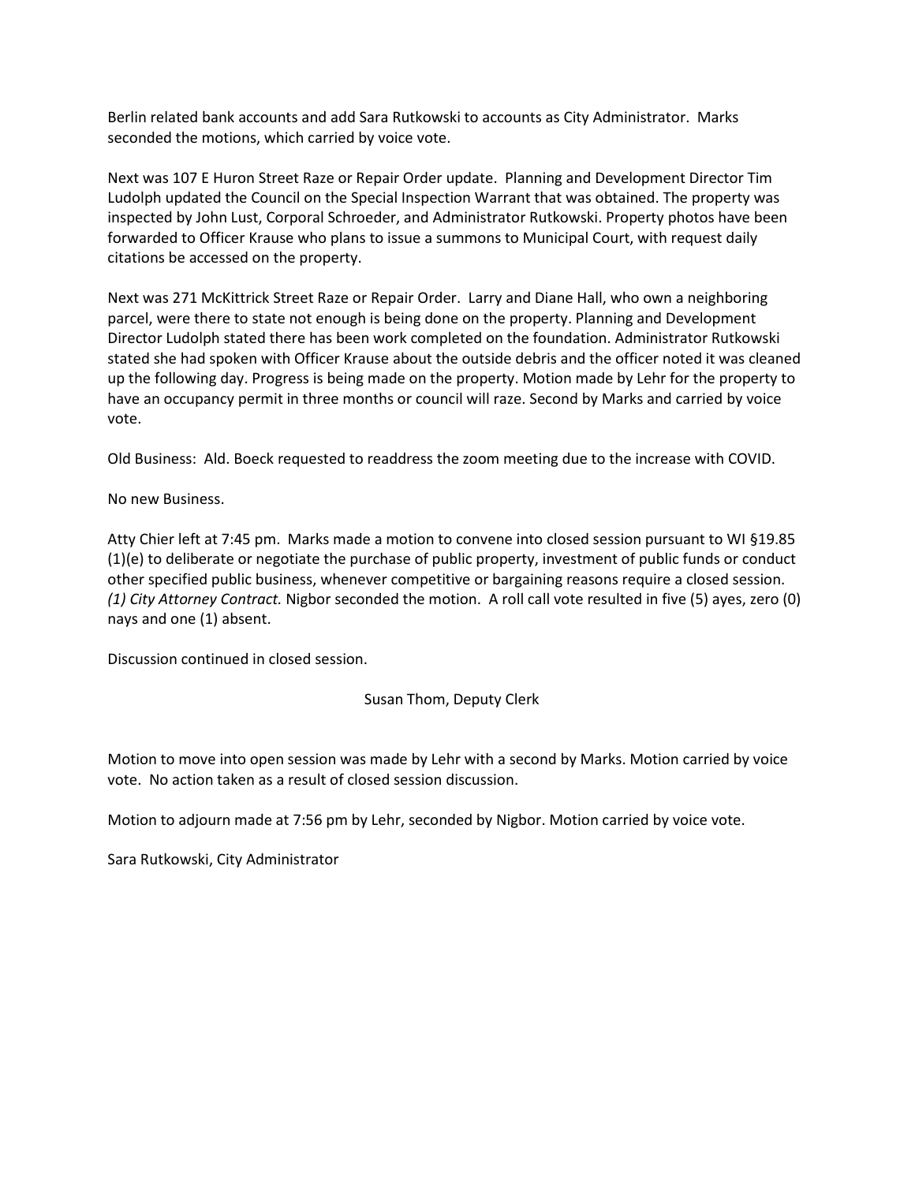Berlin related bank accounts and add Sara Rutkowski to accounts as City Administrator. Marks seconded the motions, which carried by voice vote.

Next was 107 E Huron Street Raze or Repair Order update. Planning and Development Director Tim Ludolph updated the Council on the Special Inspection Warrant that was obtained. The property was inspected by John Lust, Corporal Schroeder, and Administrator Rutkowski. Property photos have been forwarded to Officer Krause who plans to issue a summons to Municipal Court, with request daily citations be accessed on the property.

Next was 271 McKittrick Street Raze or Repair Order. Larry and Diane Hall, who own a neighboring parcel, were there to state not enough is being done on the property. Planning and Development Director Ludolph stated there has been work completed on the foundation. Administrator Rutkowski stated she had spoken with Officer Krause about the outside debris and the officer noted it was cleaned up the following day. Progress is being made on the property. Motion made by Lehr for the property to have an occupancy permit in three months or council will raze. Second by Marks and carried by voice vote.

Old Business: Ald. Boeck requested to readdress the zoom meeting due to the increase with COVID.

No new Business.

Atty Chier left at 7:45 pm. Marks made a motion to convene into closed session pursuant to WI §19.85 (1)(e) to deliberate or negotiate the purchase of public property, investment of public funds or conduct other specified public business, whenever competitive or bargaining reasons require a closed session. *(1) City Attorney Contract.* Nigbor seconded the motion. A roll call vote resulted in five (5) ayes, zero (0) nays and one (1) absent.

Discussion continued in closed session.

Susan Thom, Deputy Clerk

Motion to move into open session was made by Lehr with a second by Marks. Motion carried by voice vote. No action taken as a result of closed session discussion.

Motion to adjourn made at 7:56 pm by Lehr, seconded by Nigbor. Motion carried by voice vote.

Sara Rutkowski, City Administrator